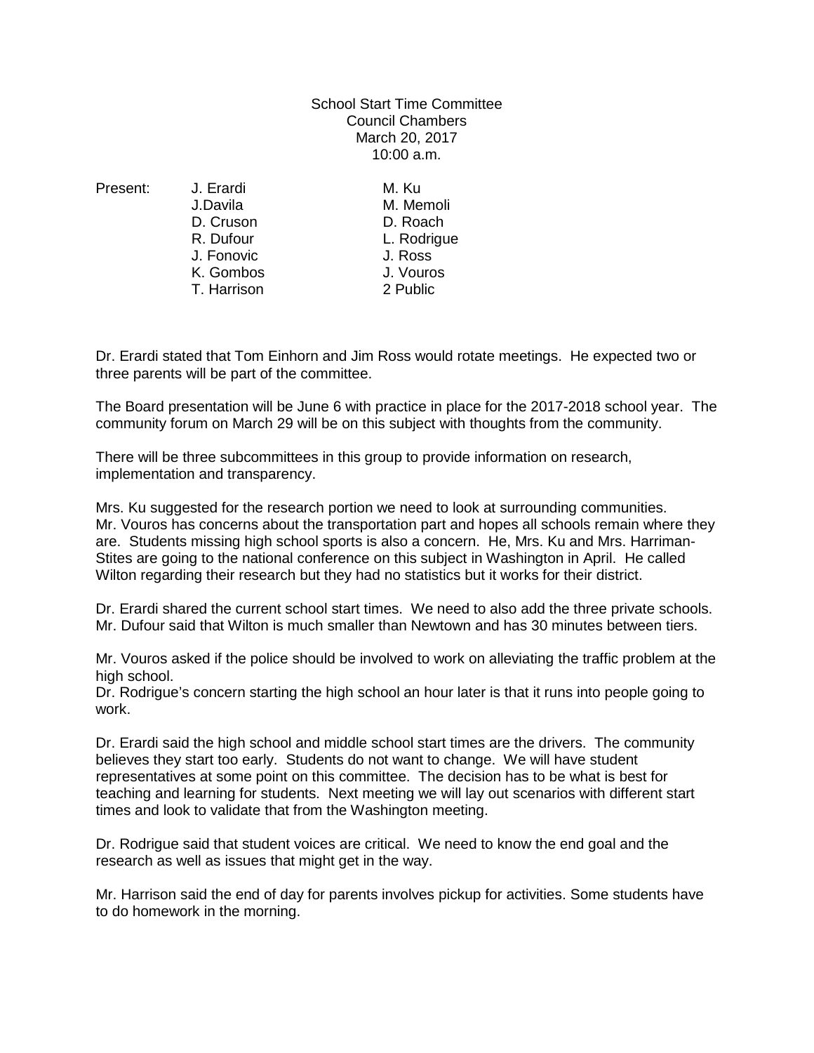School Start Time Committee
Council Chambers
March 20, 2017
10:00 a.m.

| Present: | | |
|---|---|---|
| | J. Erardi | M. Ku |
| | J.Davila | M. Memoli |
| | D. Cruson | D. Roach |
| | R. Dufour | L. Rodrigue |
| | J. Fonovic | J. Ross |
| | K. Gombos | J. Vouros |
| | T. Harrison | 2 Public |

Dr. Erardi stated that Tom Einhorn and Jim Ross would rotate meetings. He expected two or three parents will be part of the committee.

The Board presentation will be June 6 with practice in place for the 2017-2018 school year. The community forum on March 29 will be on this subject with thoughts from the community.

There will be three subcommittees in this group to provide information on research, implementation and transparency.

Mrs. Ku suggested for the research portion we need to look at surrounding communities. Mr. Vouros has concerns about the transportation part and hopes all schools remain where they are. Students missing high school sports is also a concern. He, Mrs. Ku and Mrs. Harriman-Stites are going to the national conference on this subject in Washington in April. He called Wilton regarding their research but they had no statistics but it works for their district.

Dr. Erardi shared the current school start times. We need to also add the three private schools. Mr. Dufour said that Wilton is much smaller than Newtown and has 30 minutes between tiers.

Mr. Vouros asked if the police should be involved to work on alleviating the traffic problem at the high school.
Dr. Rodrigue's concern starting the high school an hour later is that it runs into people going to work.

Dr. Erardi said the high school and middle school start times are the drivers. The community believes they start too early. Students do not want to change. We will have student representatives at some point on this committee. The decision has to be what is best for teaching and learning for students. Next meeting we will lay out scenarios with different start times and look to validate that from the Washington meeting.

Dr. Rodrigue said that student voices are critical. We need to know the end goal and the research as well as issues that might get in the way.

Mr. Harrison said the end of day for parents involves pickup for activities. Some students have to do homework in the morning.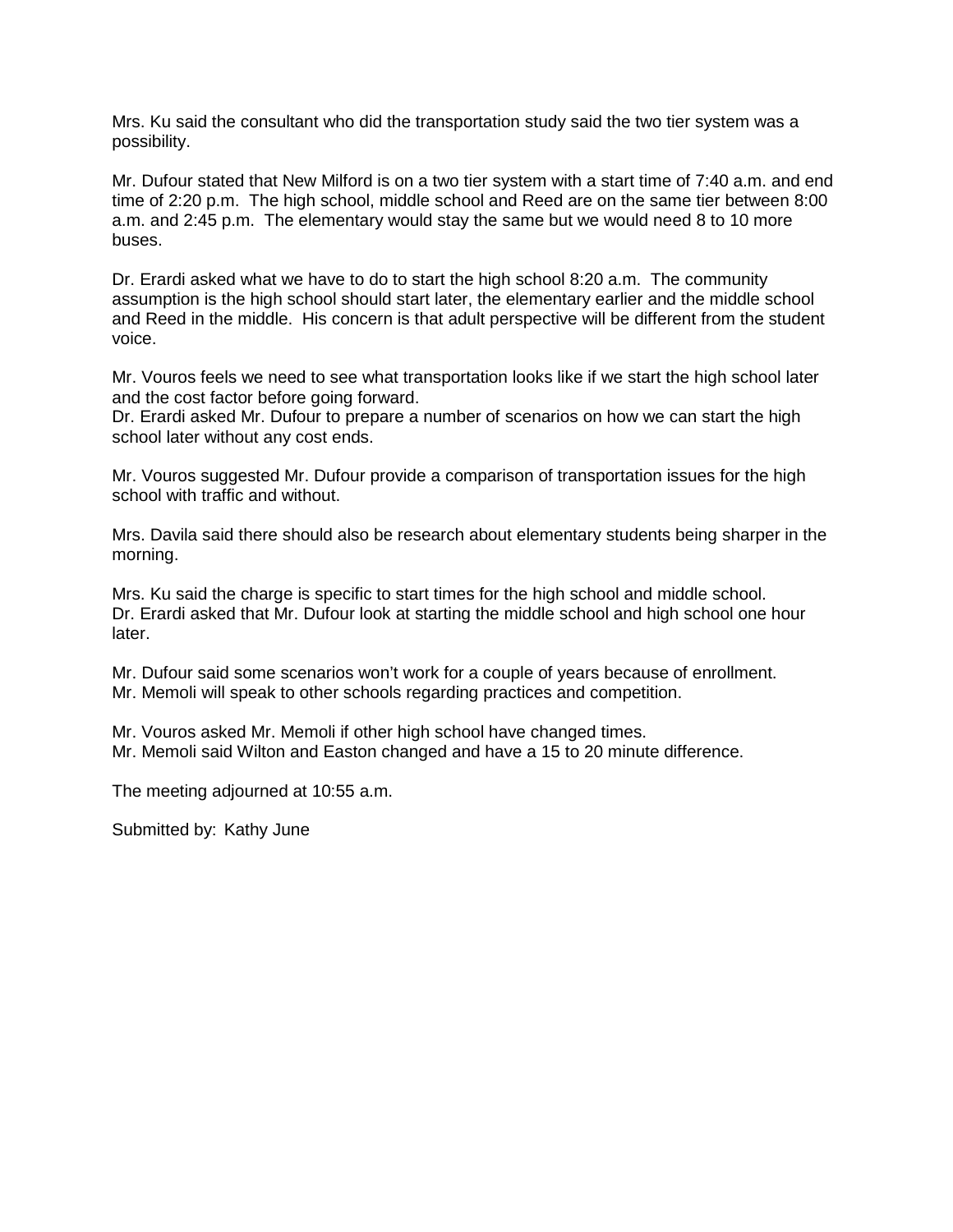Mrs. Ku said the consultant who did the transportation study said the two tier system was a possibility.

Mr. Dufour stated that New Milford is on a two tier system with a start time of 7:40 a.m. and end time of 2:20 p.m. The high school, middle school and Reed are on the same tier between 8:00 a.m. and 2:45 p.m. The elementary would stay the same but we would need 8 to 10 more buses.

Dr. Erardi asked what we have to do to start the high school 8:20 a.m. The community assumption is the high school should start later, the elementary earlier and the middle school and Reed in the middle. His concern is that adult perspective will be different from the student voice.

Mr. Vouros feels we need to see what transportation looks like if we start the high school later and the cost factor before going forward.
Dr. Erardi asked Mr. Dufour to prepare a number of scenarios on how we can start the high school later without any cost ends.

Mr. Vouros suggested Mr. Dufour provide a comparison of transportation issues for the high school with traffic and without.

Mrs. Davila said there should also be research about elementary students being sharper in the morning.

Mrs. Ku said the charge is specific to start times for the high school and middle school.
Dr. Erardi asked that Mr. Dufour look at starting the middle school and high school one hour later.

Mr. Dufour said some scenarios won't work for a couple of years because of enrollment.
Mr. Memoli will speak to other schools regarding practices and competition.

Mr. Vouros asked Mr. Memoli if other high school have changed times.
Mr. Memoli said Wilton and Easton changed and have a 15 to 20 minute difference.

The meeting adjourned at 10:55 a.m.

Submitted by: Kathy June